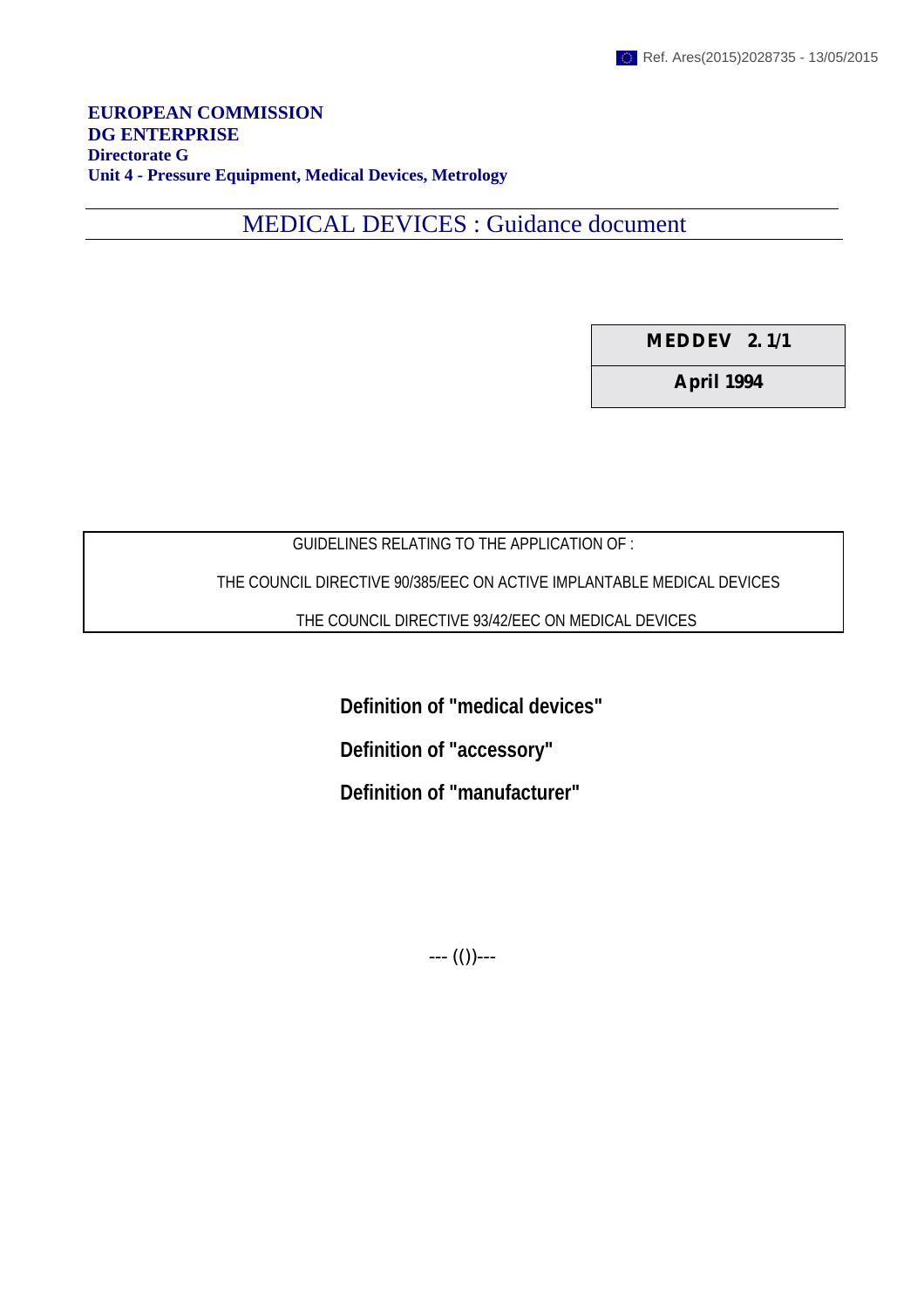Ref. Ares(2015)2028735 - 13/05/2015

**EUROPEAN COMMISSION**
**DG ENTERPRISE**
**Directorate G**
**Unit 4 - Pressure Equipment, Medical Devices, Metrology**

# MEDICAL DEVICES : Guidance document

| **MEDDEV 2. 1/1** |
| --- |
| **April 1994** |

GUIDELINES RELATING TO THE APPLICATION OF :

THE COUNCIL DIRECTIVE 90/385/EEC ON ACTIVE IMPLANTABLE MEDICAL DEVICES

THE COUNCIL DIRECTIVE 93/42/EEC ON MEDICAL DEVICES

**Definition of "medical devices"**

**Definition of "accessory"**

**Definition of "manufacturer"**

--- (())---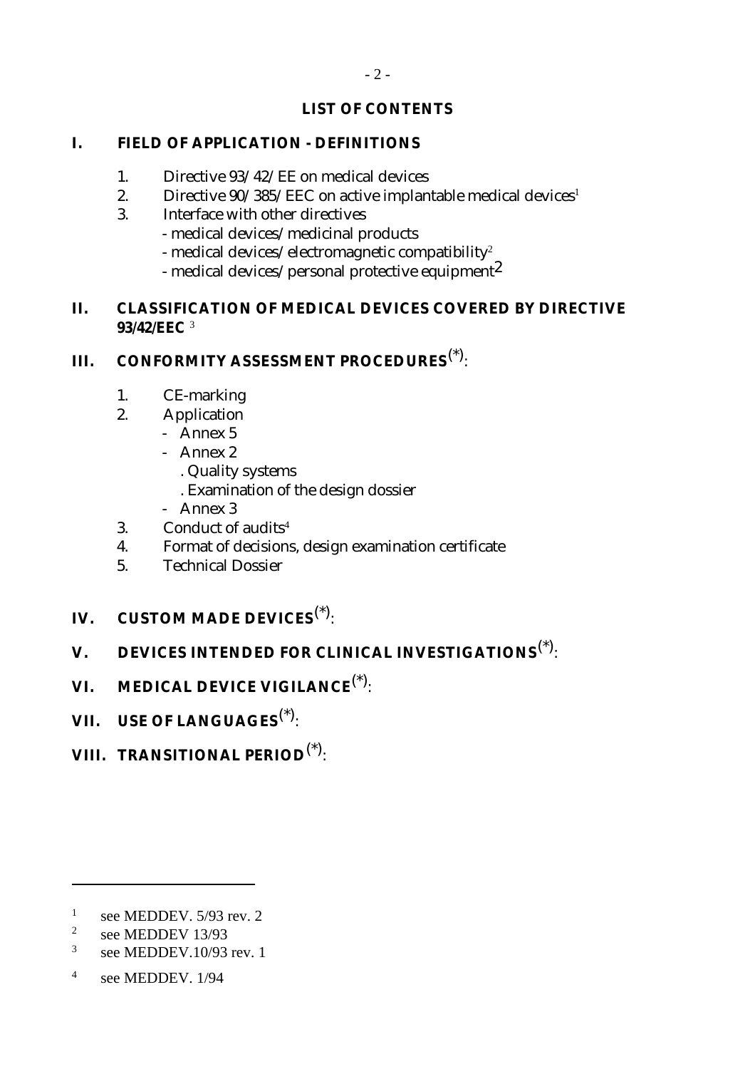## LIST OF CONTENTS

### I. FIELD OF APPLICATION - DEFINITIONS

1. Directive 93/42/EE on medical devices
2. Directive 90/385/EEC on active implantable medical devices[1]
3. Interface with other directives
   - medical devices/medicinal products
   - medical devices/electromagnetic compatibility[2]
   - medical devices/personal protective equipment[2]

### II. CLASSIFICATION OF MEDICAL DEVICES COVERED BY DIRECTIVE 93/42/EEC [3]

### III. CONFORMITY ASSESSMENT PROCEDURES(*):

1. CE-marking
2. Application
   - Annex 5
   - Annex 2
     - . Quality systems
     - . Examination of the design dossier
   - Annex 3
3. Conduct of audits[4]
4. Format of decisions, design examination certificate
5. Technical Dossier

### IV. CUSTOM MADE DEVICES(*):

### V. DEVICES INTENDED FOR CLINICAL INVESTIGATIONS(*):

### VI. MEDICAL DEVICE VIGILANCE(*):

### VII. USE OF LANGUAGES(*):

### VIII. TRANSITIONAL PERIOD(*):

---

[1] see MEDDEV. 5/93 rev. 2

[2] see MEDDEV 13/93

[3] see MEDDEV.10/93 rev. 1

[4] see MEDDEV. 1/94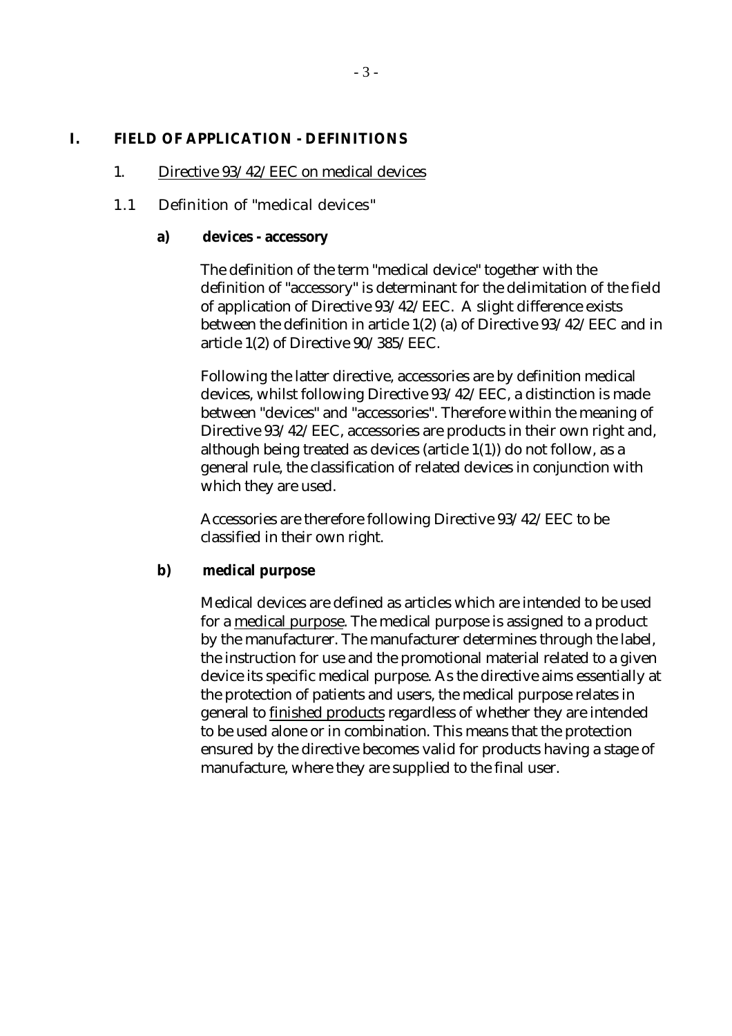# I. FIELD OF APPLICATION - DEFINITIONS

## 1. Directive 93/42/EEC on medical devices

### 1.1 Definition of "medical devices"

**a) devices - accessory**

The definition of the term "medical device" together with the definition of "accessory" is determinant for the delimitation of the field of application of Directive 93/42/EEC. A slight difference exists between the definition in article 1(2) (a) of Directive 93/42/EEC and in article 1(2) of Directive 90/385/EEC.

Following the latter directive, accessories are by definition medical devices, whilst following Directive 93/42/EEC, a distinction is made between "devices" and "accessories". Therefore within the meaning of Directive 93/42/EEC, accessories are products in their own right and, although being treated as devices (article 1(1)) do not follow, as a general rule, the classification of related devices in conjunction with which they are used.

Accessories are therefore following Directive 93/42/EEC to be classified in their own right.

**b) medical purpose**

Medical devices are defined as articles which are intended to be used for a medical purpose. The medical purpose is assigned to a product by the manufacturer. The manufacturer determines through the label, the instruction for use and the promotional material related to a given device its specific medical purpose. As the directive aims essentially at the protection of patients and users, the medical purpose relates in general to finished products regardless of whether they are intended to be used alone or in combination. This means that the protection ensured by the directive becomes valid for products having a stage of manufacture, where they are supplied to the final user.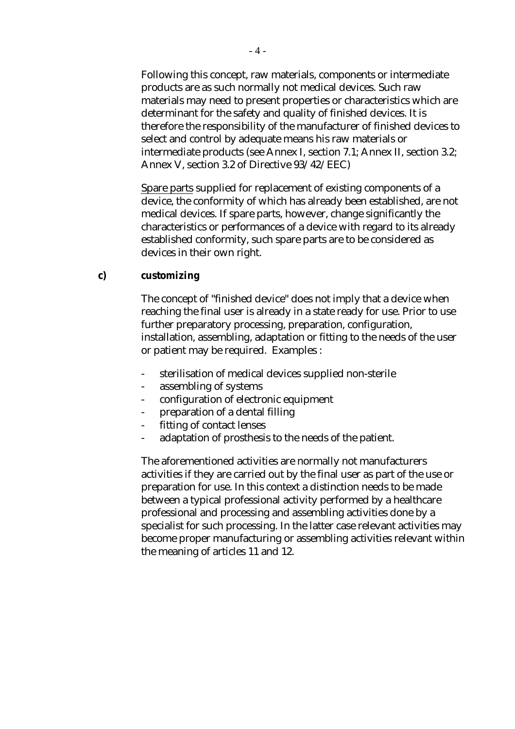Following this concept, raw materials, components or intermediate products are as such normally not medical devices. Such raw materials may need to present properties or characteristics which are determinant for the safety and quality of finished devices. It is therefore the responsibility of the manufacturer of finished devices to select and control by adequate means his raw materials or intermediate products (see Annex I, section 7.1; Annex II, section 3.2; Annex V, section 3.2 of Directive 93/42/EEC)

Spare parts supplied for replacement of existing components of a device, the conformity of which has already been established, are not medical devices. If spare parts, however, change significantly the characteristics or performances of a device with regard to its already established conformity, such spare parts are to be considered as devices in their own right.

**c) customizing**

The concept of "finished device" does not imply that a device when reaching the final user is already in a state ready for use. Prior to use further preparatory processing, preparation, configuration, installation, assembling, adaptation or fitting to the needs of the user or patient may be required. Examples :

- sterilisation of medical devices supplied non-sterile
- assembling of systems
- configuration of electronic equipment
- preparation of a dental filling
- fitting of contact lenses
- adaptation of prosthesis to the needs of the patient.

The aforementioned activities are normally not manufacturers activities if they are carried out by the final user as part of the use or preparation for use. In this context a distinction needs to be made between a typical professional activity performed by a healthcare professional and processing and assembling activities done by a specialist for such processing. In the latter case relevant activities may become proper manufacturing or assembling activities relevant within the meaning of articles 11 and 12.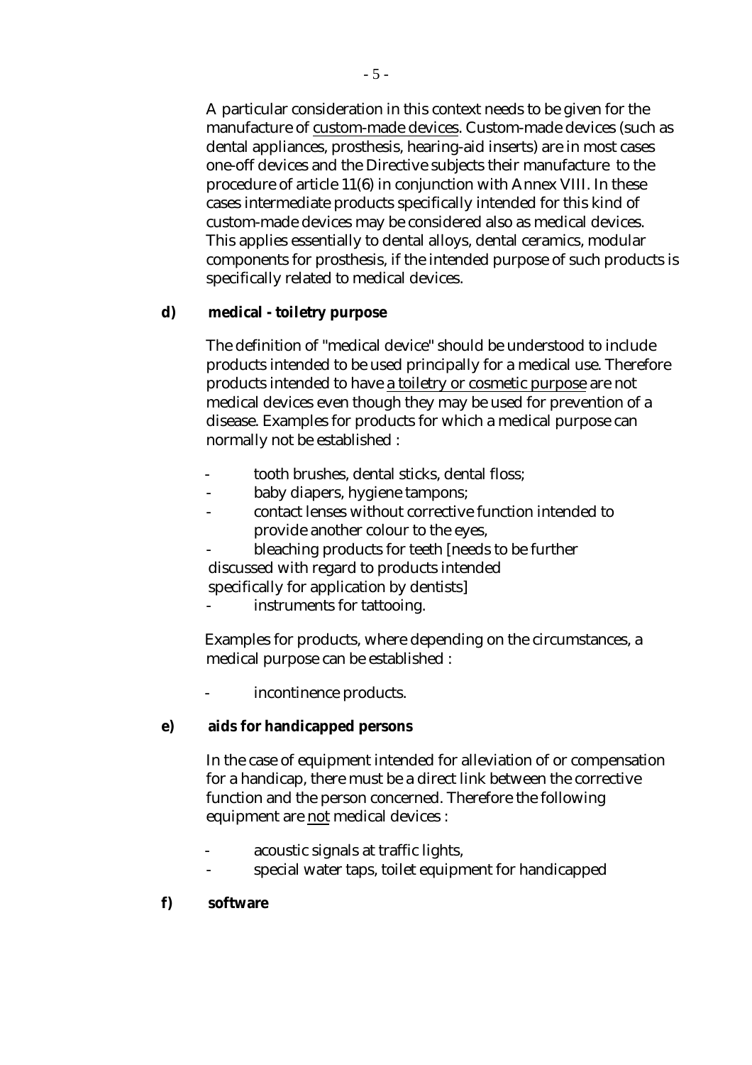A particular consideration in this context needs to be given for the manufacture of custom-made devices. Custom-made devices (such as dental appliances, prosthesis, hearing-aid inserts) are in most cases one-off devices and the Directive subjects their manufacture to the procedure of article 11(6) in conjunction with Annex VIII. In these cases intermediate products specifically intended for this kind of custom-made devices may be considered also as medical devices. This applies essentially to dental alloys, dental ceramics, modular components for prosthesis, if the intended purpose of such products is specifically related to medical devices.

**d) medical - toiletry purpose**

The definition of "medical device" should be understood to include products intended to be used principally for a medical use. Therefore products intended to have a toiletry or cosmetic purpose are not medical devices even though they may be used for prevention of a disease. Examples for products for which a medical purpose can normally not be established :

- tooth brushes, dental sticks, dental floss;
- baby diapers, hygiene tampons;
- contact lenses without corrective function intended to provide another colour to the eyes,
- bleaching products for teeth [needs to be further discussed with regard to products intended specifically for application by dentists]
- instruments for tattooing.

Examples for products, where depending on the circumstances, a medical purpose can be established :

- incontinence products.

**e) aids for handicapped persons**

In the case of equipment intended for alleviation of or compensation for a handicap, there must be a direct link between the corrective function and the person concerned. Therefore the following equipment are not medical devices :

- acoustic signals at traffic lights,
- special water taps, toilet equipment for handicapped

**f) software**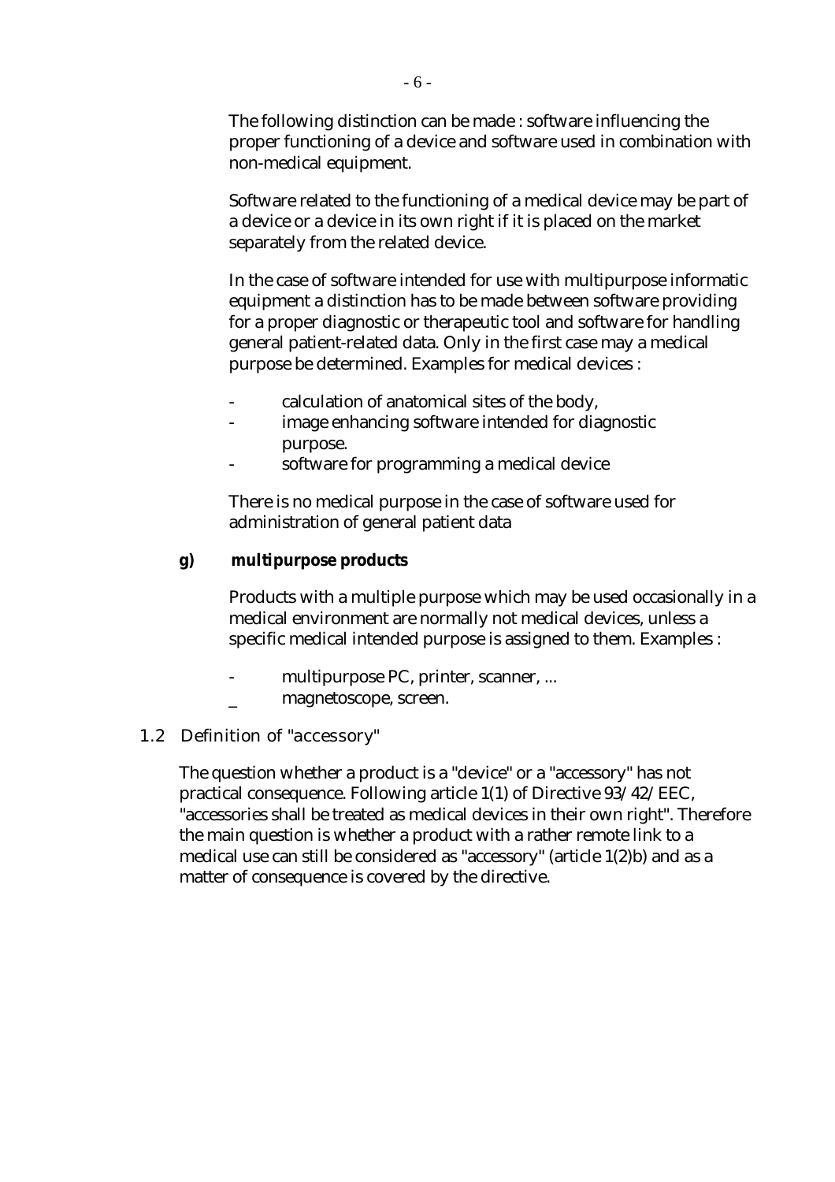The following distinction can be made : software influencing the proper functioning of a device and software used in combination with non-medical equipment.

Software related to the functioning of a medical device may be part of a device or a device in its own right if it is placed on the market separately from the related device.

In the case of software intended for use with multipurpose informatic equipment a distinction has to be made between software providing for a proper diagnostic or therapeutic tool and software for handling general patient-related data. Only in the first case may a medical purpose be determined. Examples for medical devices :

- calculation of anatomical sites of the body,
- image enhancing software intended for diagnostic purpose.
- software for programming a medical device

There is no medical purpose in the case of software used for administration of general patient data

**g) multipurpose products**

Products with a multiple purpose which may be used occasionally in a medical environment are normally not medical devices, unless a specific medical intended purpose is assigned to them. Examples :

- multipurpose PC, printer, scanner, ...
- magnetoscope, screen.

## 1.2 Definition of "accessory"

The question whether a product is a "device" or a "accessory" has not practical consequence. Following article 1(1) of Directive 93/42/EEC, "accessories shall be treated as medical devices in their own right". Therefore the main question is whether a product with a rather remote link to a medical use can still be considered as "accessory" (article 1(2)b) and as a matter of consequence is covered by the directive.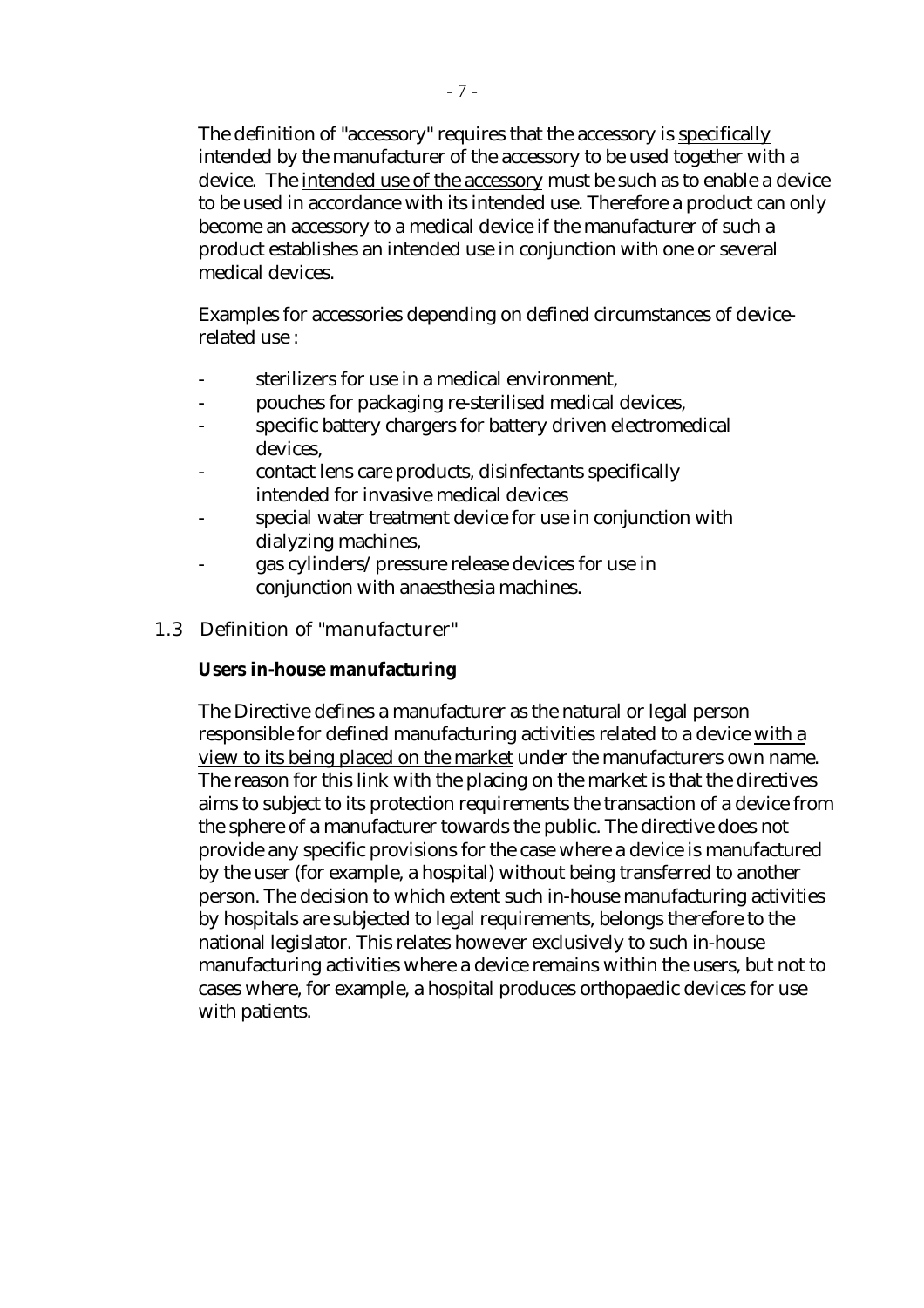The definition of "accessory" requires that the accessory is specifically intended by the manufacturer of the accessory to be used together with a device. The intended use of the accessory must be such as to enable a device to be used in accordance with its intended use. Therefore a product can only become an accessory to a medical device if the manufacturer of such a product establishes an intended use in conjunction with one or several medical devices.

Examples for accessories depending on defined circumstances of device-related use :

- sterilizers for use in a medical environment,
- pouches for packaging re-sterilised medical devices,
- specific battery chargers for battery driven electromedical devices,
- contact lens care products, disinfectants specifically intended for invasive medical devices
- special water treatment device for use in conjunction with dialyzing machines,
- gas cylinders/ pressure release devices for use in conjunction with anaesthesia machines.

## 1.3 Definition of "manufacturer"

**Users in-house manufacturing**

The Directive defines a manufacturer as the natural or legal person responsible for defined manufacturing activities related to a device with a view to its being placed on the market under the manufacturers own name. The reason for this link with the placing on the market is that the directives aims to subject to its protection requirements the transaction of a device from the sphere of a manufacturer towards the public. The directive does not provide any specific provisions for the case where a device is manufactured by the user (for example, a hospital) without being transferred to another person. The decision to which extent such in-house manufacturing activities by hospitals are subjected to legal requirements, belongs therefore to the national legislator. This relates however exclusively to such in-house manufacturing activities where a device remains within the users, but not to cases where, for example, a hospital produces orthopaedic devices for use with patients.